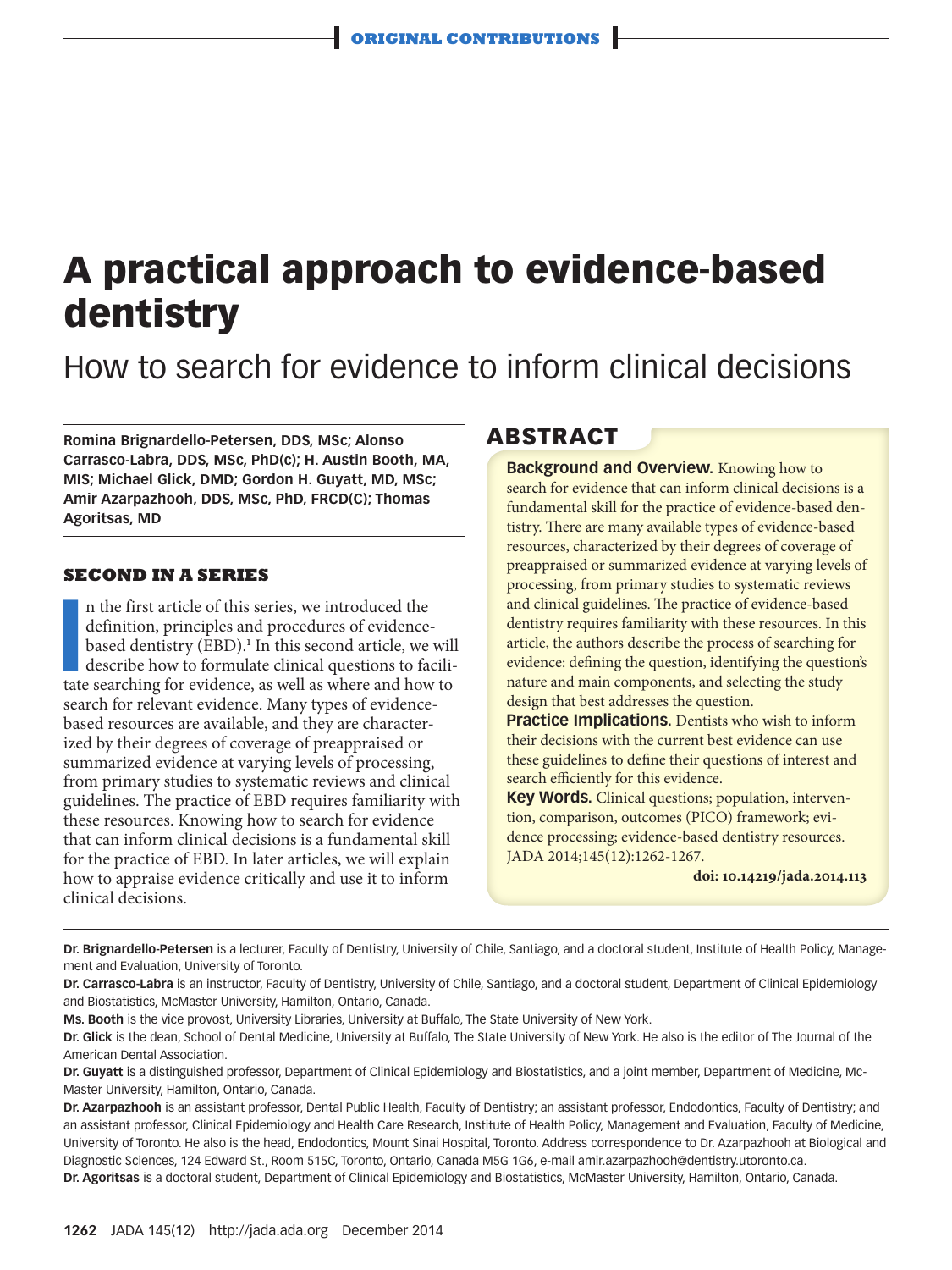# A practical approach to evidence-based dentistry

## How to search for evidence to inform clinical decisions

**Romina Brignardello-Petersen, DDS, MSc; Alonso Carrasco-Labra, DDS, MSc, PhD(c); H. Austin Booth, MA, MIS; Michael Glick, DMD; Gordon H. Guyatt, MD, MSc; Amir Azarpazhooh, DDS, MSc, PhD, FRCD(C); Thomas Agoritsas, MD**

## ABSTRACT

**Background and Overview.** Knowing how to search for evidence that can inform clinical decisions is a fundamental skill for the practice of evidence-based dentistry. There are many available types of evidence-based resources, characterized by their degrees of coverage of preappraised or summarized evidence at varying levels of processing, from primary studies to systematic reviews and clinical guidelines. The practice of evidence-based dentistry requires familiarity with these resources. In this article, the authors describe the process of searching for evidence: defining the question, identifying the question's nature and main components, and selecting the study design that best addresses the question.

**Practice Implications.** Dentists who wish to inform their decisions with the current best evidence can use these guidelines to define their questions of interest and search efficiently for this evidence.

**Key Words.** Clinical questions; population, intervention, comparison, outcomes (PICO) framework; evidence processing; evidence-based dentistry resources.

JADA 2014;145(12):1262-1267.

**doi: 10.14219/jada.2014.113**

### SECOND IN A SERIES

In the first article of this series, we introduced the definition, principles and procedures of evidence-based dentistry (EBD).[1] In this second article, we will describe how to formulate clinical questions to facilitate searching for evidence, as well as where and how to search for relevant evidence. Many types of evidence-based resources are available, and they are characterized by their degrees of coverage of preappraised or summarized evidence at varying levels of processing, from primary studies to systematic reviews and clinical guidelines. The practice of EBD requires familiarity with these resources. Knowing how to search for evidence that can inform clinical decisions is a fundamental skill for the practice of EBD. In later articles, we will explain how to appraise evidence critically and use it to inform clinical decisions.

---

**Dr. Brignardello-Petersen** is a lecturer, Faculty of Dentistry, University of Chile, Santiago, and a doctoral student, Institute of Health Policy, Management and Evaluation, University of Toronto.

**Dr. Carrasco-Labra** is an instructor, Faculty of Dentistry, University of Chile, Santiago, and a doctoral student, Department of Clinical Epidemiology and Biostatistics, McMaster University, Hamilton, Ontario, Canada.

**Ms. Booth** is the vice provost, University Libraries, University at Buffalo, The State University of New York.

**Dr. Glick** is the dean, School of Dental Medicine, University at Buffalo, The State University of New York. He also is the editor of The Journal of the American Dental Association.

**Dr. Guyatt** is a distinguished professor, Department of Clinical Epidemiology and Biostatistics, and a joint member, Department of Medicine, McMaster University, Hamilton, Ontario, Canada.

**Dr. Azarpazhooh** is an assistant professor, Dental Public Health, Faculty of Dentistry; an assistant professor, Endodontics, Faculty of Dentistry; and an assistant professor, Clinical Epidemiology and Health Care Research, Institute of Health Policy, Management and Evaluation, Faculty of Medicine, University of Toronto. He also is the head, Endodontics, Mount Sinai Hospital, Toronto. Address correspondence to Dr. Azarpazhooh at Biological and Diagnostic Sciences, 124 Edward St., Room 515C, Toronto, Ontario, Canada M5G 1G6, e-mail amir.azarpazhooh@dentistry.utoronto.ca.

**Dr. Agoritsas** is a doctoral student, Department of Clinical Epidemiology and Biostatistics, McMaster University, Hamilton, Ontario, Canada.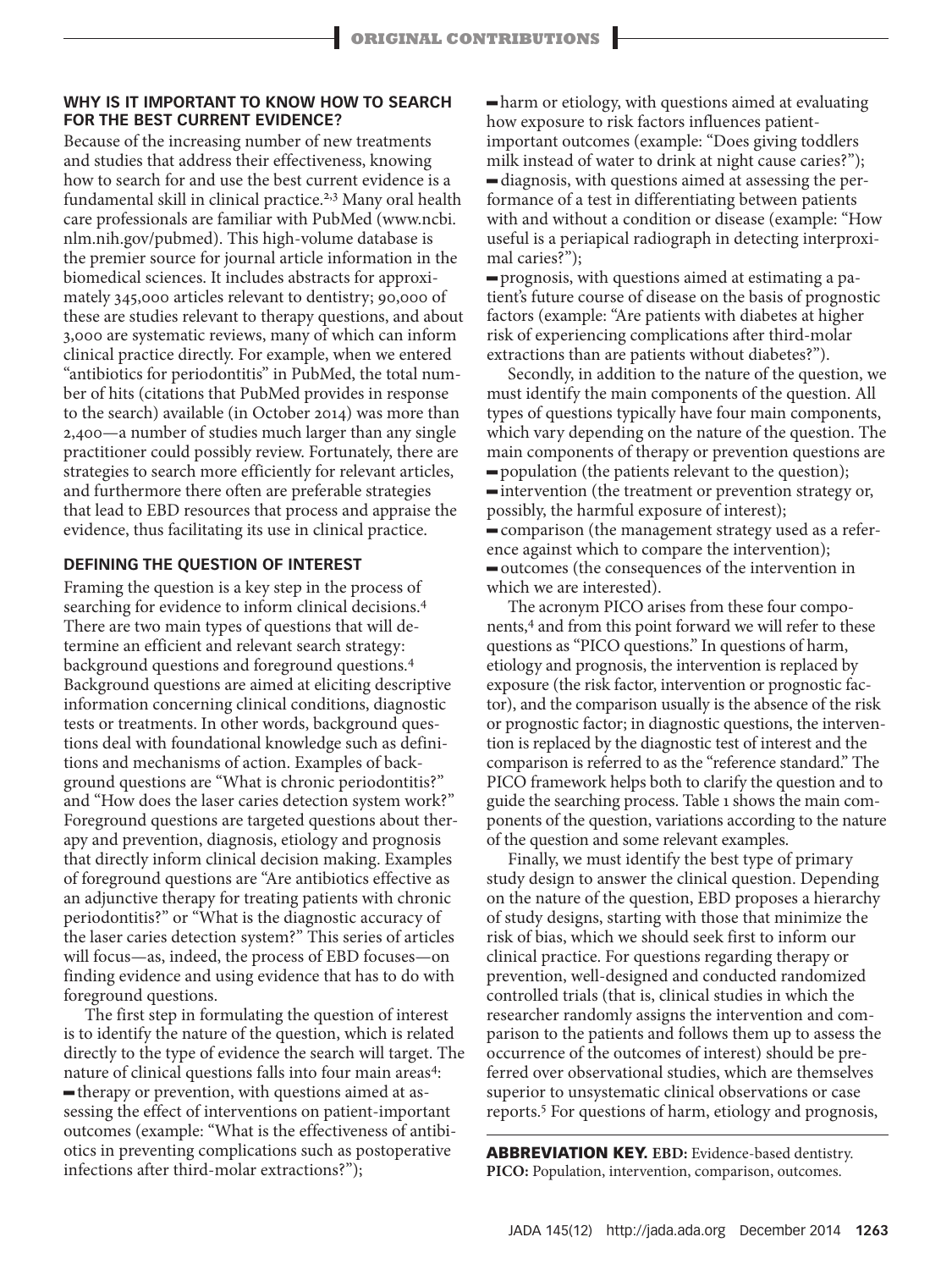## WHY IS IT IMPORTANT TO KNOW HOW TO SEARCH FOR THE BEST CURRENT EVIDENCE?

Because of the increasing number of new treatments and studies that address their effectiveness, knowing how to search for and use the best current evidence is a fundamental skill in clinical practice.[2,3] Many oral health care professionals are familiar with PubMed (www.ncbi.nlm.nih.gov/pubmed). This high-volume database is the premier source for journal article information in the biomedical sciences. It includes abstracts for approximately 345,000 articles relevant to dentistry; 90,000 of these are studies relevant to therapy questions, and about 3,000 are systematic reviews, many of which can inform clinical practice directly. For example, when we entered "antibiotics for periodontitis" in PubMed, the total number of hits (citations that PubMed provides in response to the search) available (in October 2014) was more than 2,400—a number of studies much larger than any single practitioner could possibly review. Fortunately, there are strategies to search more efficiently for relevant articles, and furthermore there often are preferable strategies that lead to EBD resources that process and appraise the evidence, thus facilitating its use in clinical practice.

## DEFINING THE QUESTION OF INTEREST

Framing the question is a key step in the process of searching for evidence to inform clinical decisions.[4] There are two main types of questions that will determine an efficient and relevant search strategy: background questions and foreground questions.[4] Background questions are aimed at eliciting descriptive information concerning clinical conditions, diagnostic tests or treatments. In other words, background questions deal with foundational knowledge such as definitions and mechanisms of action. Examples of background questions are "What is chronic periodontitis?" and "How does the laser caries detection system work?" Foreground questions are targeted questions about therapy and prevention, diagnosis, etiology and prognosis that directly inform clinical decision making. Examples of foreground questions are "Are antibiotics effective as an adjunctive therapy for treating patients with chronic periodontitis?" or "What is the diagnostic accuracy of the laser caries detection system?" This series of articles will focus—as, indeed, the process of EBD focuses—on finding evidence and using evidence that has to do with foreground questions.

The first step in formulating the question of interest is to identify the nature of the question, which is related directly to the type of evidence the search will target. The nature of clinical questions falls into four main areas[4]:

- therapy or prevention, with questions aimed at assessing the effect of interventions on patient-important outcomes (example: "What is the effectiveness of antibiotics in preventing complications such as postoperative infections after third-molar extractions?");
- harm or etiology, with questions aimed at evaluating how exposure to risk factors influences patient-important outcomes (example: "Does giving toddlers milk instead of water to drink at night cause caries?");
- diagnosis, with questions aimed at assessing the performance of a test in differentiating between patients with and without a condition or disease (example: "How useful is a periapical radiograph in detecting interproximal caries?");
- prognosis, with questions aimed at estimating a patient's future course of disease on the basis of prognostic factors (example: "Are patients with diabetes at higher risk of experiencing complications after third-molar extractions than are patients without diabetes?").

Secondly, in addition to the nature of the question, we must identify the main components of the question. All types of questions typically have four main components, which vary depending on the nature of the question. The main components of therapy or prevention questions are

- population (the patients relevant to the question);
- intervention (the treatment or prevention strategy or, possibly, the harmful exposure of interest);
- comparison (the management strategy used as a reference against which to compare the intervention);
- outcomes (the consequences of the intervention in which we are interested).

The acronym PICO arises from these four components,[4] and from this point forward we will refer to these questions as "PICO questions." In questions of harm, etiology and prognosis, the intervention is replaced by exposure (the risk factor, intervention or prognostic factor), and the comparison usually is the absence of the risk or prognostic factor; in diagnostic questions, the intervention is replaced by the diagnostic test of interest and the comparison is referred to as the "reference standard." The PICO framework helps both to clarify the question and to guide the searching process. Table 1 shows the main components of the question, variations according to the nature of the question and some relevant examples.

Finally, we must identify the best type of primary study design to answer the clinical question. Depending on the nature of the question, EBD proposes a hierarchy of study designs, starting with those that minimize the risk of bias, which we should seek first to inform our clinical practice. For questions regarding therapy or prevention, well-designed and conducted randomized controlled trials (that is, clinical studies in which the researcher randomly assigns the intervention and comparison to the patients and follows them up to assess the occurrence of the outcomes of interest) should be preferred over observational studies, which are themselves superior to unsystematic clinical observations or case reports.[5] For questions of harm, etiology and prognosis,

**ABBREVIATION KEY. EBD:** Evidence-based dentistry. **PICO:** Population, intervention, comparison, outcomes.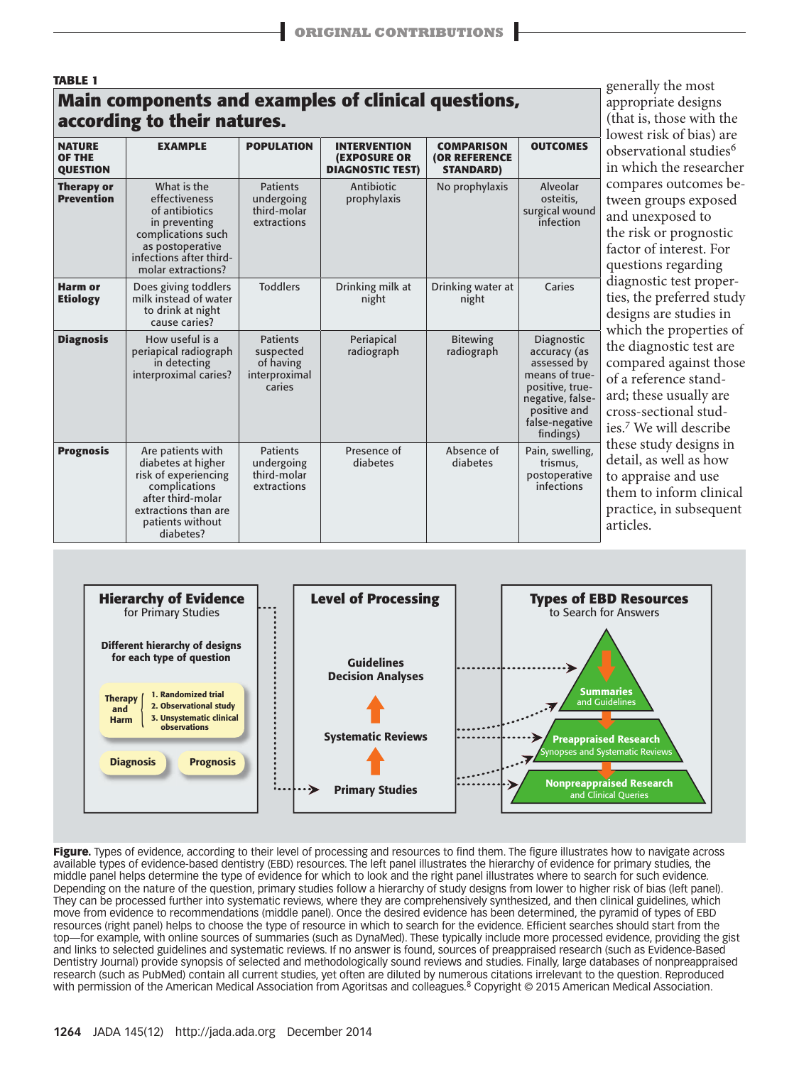**TABLE 1**

## Main components and examples of clinical questions, according to their natures.

| NATURE OF THE QUESTION | EXAMPLE | POPULATION | INTERVENTION (EXPOSURE OR DIAGNOSTIC TEST) | COMPARISON (OR REFERENCE STANDARD) | OUTCOMES |
|---|---|---|---|---|---|
| **Therapy or Prevention** | What is the effectiveness of antibiotics in preventing complications such as postoperative infections after third-molar extractions? | Patients undergoing third-molar extractions | Antibiotic prophylaxis | No prophylaxis | Alveolar osteitis, surgical wound infection |
| **Harm or Etiology** | Does giving toddlers milk instead of water to drink at night cause caries? | Toddlers | Drinking milk at night | Drinking water at night | Caries |
| **Diagnosis** | How useful is a periapical radiograph in detecting interproximal caries? | Patients suspected of having interproximal caries | Periapical radiograph | Bitewing radiograph | Diagnostic accuracy (as assessed by means of true-positive, true-negative, false-positive and false-negative findings) |
| **Prognosis** | Are patients with diabetes at higher risk of experiencing complications after third-molar extractions than are patients without diabetes? | Patients undergoing third-molar extractions | Presence of diabetes | Absence of diabetes | Pain, swelling, trismus, postoperative infections |

generally the most appropriate designs (that is, those with the lowest risk of bias) are observational studies[6] in which the researcher compares outcomes between groups exposed and unexposed to the risk or prognostic factor of interest. For questions regarding diagnostic test properties, the preferred study designs are studies in which the properties of the diagnostic test are compared against those of a reference standard; these usually are cross-sectional studies.[7] We will describe these study designs in detail, as well as how to appraise and use them to inform clinical practice, in subsequent articles.

**Hierarchy of Evidence** for Primary Studies

Different hierarchy of designs for each type of question

- **Therapy and Harm**: 1. Randomized trial; 2. Observational study; 3. Unsystematic clinical observations
- **Diagnosis**
- **Prognosis**

**Level of Processing**

- Guidelines, Decision Analyses
- Systematic Reviews
- Primary Studies

**Types of EBD Resources** to Search for Answers

- Summaries and Guidelines
- Preappraised Research: Synopses and Systematic Reviews
- Nonpreappraised Research and Clinical Queries

**Figure.** Types of evidence, according to their level of processing and resources to find them. The figure illustrates how to navigate across available types of evidence-based dentistry (EBD) resources. The left panel illustrates the hierarchy of evidence for primary studies, the middle panel helps determine the type of evidence for which to look and the right panel illustrates where to search for such evidence. Depending on the nature of the question, primary studies follow a hierarchy of study designs from lower to higher risk of bias (left panel). They can be processed further into systematic reviews, where they are comprehensively synthesized, and then clinical guidelines, which move from evidence to recommendations (middle panel). Once the desired evidence has been determined, the pyramid of types of EBD resources (right panel) helps to choose the type of resource in which to search for the evidence. Efficient searches should start from the top—for example, with online sources of summaries (such as DynaMed). These typically include more processed evidence, providing the gist and links to selected guidelines and systematic reviews. If no answer is found, sources of preappraised research (such as Evidence-Based Dentistry Journal) provide synopsis of selected and methodologically sound reviews and studies. Finally, large databases of nonpreappraised research (such as PubMed) contain all current studies, yet often are diluted by numerous citations irrelevant to the question. Reproduced with permission of the American Medical Association from Agoritsas and colleagues.[8] Copyright © 2015 American Medical Association.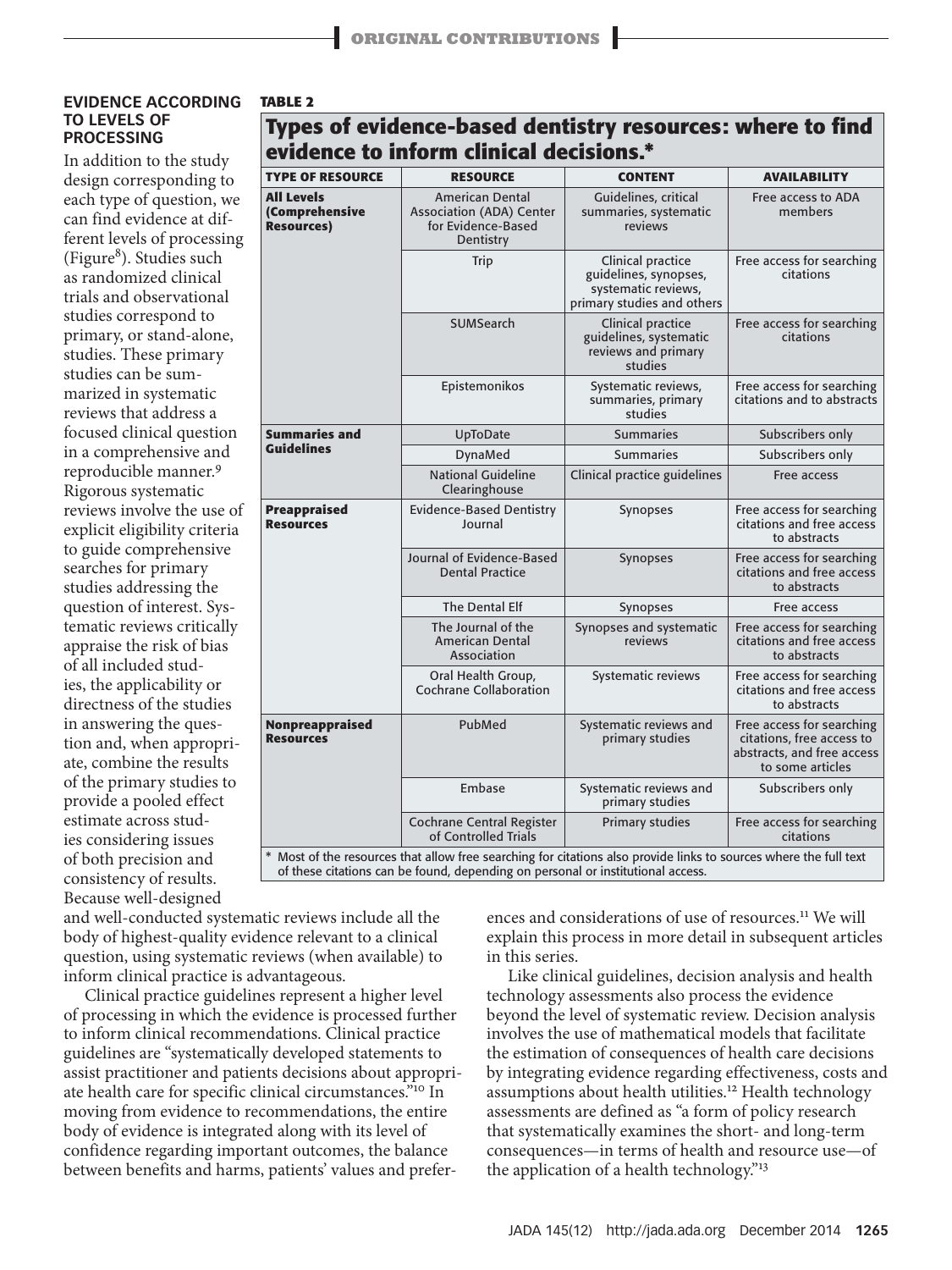### EVIDENCE ACCORDING TO LEVELS OF PROCESSING

In addition to the study design corresponding to each type of question, we can find evidence at different levels of processing (Figure[8]). Studies such as randomized clinical trials and observational studies correspond to primary, or stand-alone, studies. These primary studies can be summarized in systematic reviews that address a focused clinical question in a comprehensive and reproducible manner.[9] Rigorous systematic reviews involve the use of explicit eligibility criteria to guide comprehensive searches for primary studies addressing the question of interest. Systematic reviews critically appraise the risk of bias of all included studies, the applicability or directness of the studies in answering the question and, when appropriate, combine the results of the primary studies to provide a pooled effect estimate across studies considering issues of both precision and consistency of results. Because well-designed and well-conducted systematic reviews include all the body of highest-quality evidence relevant to a clinical question, using systematic reviews (when available) to inform clinical practice is advantageous.

**TABLE 2**

**Types of evidence-based dentistry resources: where to find evidence to inform clinical decisions.***

| TYPE OF RESOURCE | RESOURCE | CONTENT | AVAILABILITY |
|---|---|---|---|
| **All Levels (Comprehensive Resources)** | American Dental Association (ADA) Center for Evidence-Based Dentistry | Guidelines, critical summaries, systematic reviews | Free access to ADA members |
| | Trip | Clinical practice guidelines, synopses, systematic reviews, primary studies and others | Free access for searching citations |
| | SUMSearch | Clinical practice guidelines, systematic reviews and primary studies | Free access for searching citations |
| | Epistemonikos | Systematic reviews, summaries, primary studies | Free access for searching citations and to abstracts |
| **Summaries and Guidelines** | UpToDate | Summaries | Subscribers only |
| | DynaMed | Summaries | Subscribers only |
| | National Guideline Clearinghouse | Clinical practice guidelines | Free access |
| **Preappraised Resources** | Evidence-Based Dentistry Journal | Synopses | Free access for searching citations and free access to abstracts |
| | Journal of Evidence-Based Dental Practice | Synopses | Free access for searching citations and free access to abstracts |
| | The Dental Elf | Synopses | Free access |
| | The Journal of the American Dental Association | Synopses and systematic reviews | Free access for searching citations and free access to abstracts |
| | Oral Health Group, Cochrane Collaboration | Systematic reviews | Free access for searching citations and free access to abstracts |
| **Nonpreappraised Resources** | PubMed | Systematic reviews and primary studies | Free access for searching citations, free access to abstracts, and free access to some articles |
| | Embase | Systematic reviews and primary studies | Subscribers only |
| | Cochrane Central Register of Controlled Trials | Primary studies | Free access for searching citations |

* Most of the resources that allow free searching for citations also provide links to sources where the full text of these citations can be found, depending on personal or institutional access.

Clinical practice guidelines represent a higher level of processing in which the evidence is processed further to inform clinical recommendations. Clinical practice guidelines are "systematically developed statements to assist practitioner and patients decisions about appropriate health care for specific clinical circumstances."[10] In moving from evidence to recommendations, the entire body of evidence is integrated along with its level of confidence regarding important outcomes, the balance between benefits and harms, patients' values and preferences and considerations of use of resources.[11] We will explain this process in more detail in subsequent articles in this series.

Like clinical guidelines, decision analysis and health technology assessments also process the evidence beyond the level of systematic review. Decision analysis involves the use of mathematical models that facilitate the estimation of consequences of health care decisions by integrating evidence regarding effectiveness, costs and assumptions about health utilities.[12] Health technology assessments are defined as "a form of policy research that systematically examines the short- and long-term consequences—in terms of health and resource use—of the application of a health technology."[13]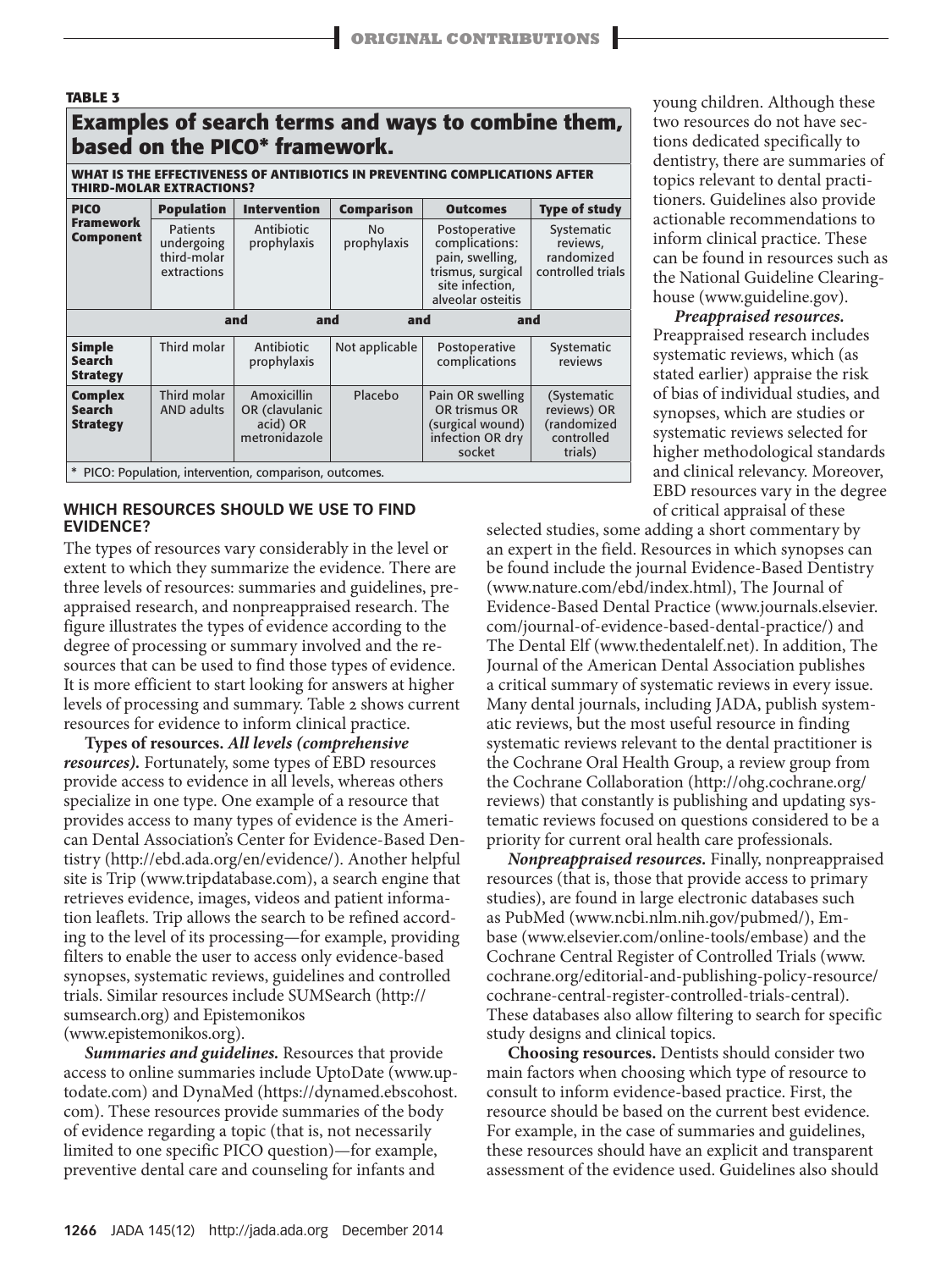**TABLE 3**

## Examples of search terms and ways to combine them, based on the PICO* framework.

**WHAT IS THE EFFECTIVENESS OF ANTIBIOTICS IN PREVENTING COMPLICATIONS AFTER THIRD-MOLAR EXTRACTIONS?**

| PICO Framework Component | Population | Intervention | Comparison | Outcomes | Type of study |
|---|---|---|---|---|---|
| | Patients undergoing third-molar extractions | Antibiotic prophylaxis | No prophylaxis | Postoperative complications: pain, swelling, trismus, surgical site infection, alveolar osteitis | Systematic reviews, randomized controlled trials |
| | and | and | and | and | |
| **Simple Search Strategy** | Third molar | Antibiotic prophylaxis | Not applicable | Postoperative complications | Systematic reviews |
| **Complex Search Strategy** | Third molar AND adults | Amoxicillin OR (clavulanic acid) OR metronidazole | Placebo | Pain OR swelling OR trismus OR (surgical wound) infection OR dry socket | (Systematic reviews) OR (randomized controlled trials) |

\* PICO: Population, intervention, comparison, outcomes.

### WHICH RESOURCES SHOULD WE USE TO FIND EVIDENCE?

The types of resources vary considerably in the level or extent to which they summarize the evidence. There are three levels of resources: summaries and guidelines, preappraised research, and nonpreappraised research. The figure illustrates the types of evidence according to the degree of processing or summary involved and the resources that can be used to find those types of evidence. It is more efficient to start looking for answers at higher levels of processing and summary. Table 2 shows current resources for evidence to inform clinical practice.

**Types of resources.** ***All levels (comprehensive resources).*** Fortunately, some types of EBD resources provide access to evidence in all levels, whereas others specialize in one type. One example of a resource that provides access to many types of evidence is the American Dental Association's Center for Evidence-Based Dentistry (http://ebd.ada.org/en/evidence/). Another helpful site is Trip (www.tripdatabase.com), a search engine that retrieves evidence, images, videos and patient information leaflets. Trip allows the search to be refined according to the level of its processing—for example, providing filters to enable the user to access only evidence-based synopses, systematic reviews, guidelines and controlled trials. Similar resources include SUMSearch (http://sumsearch.org) and Epistemonikos (www.epistemonikos.org).

***Summaries and guidelines.*** Resources that provide access to online summaries include UptoDate (www.uptodate.com) and DynaMed (https://dynamed.ebscohost.com). These resources provide summaries of the body of evidence regarding a topic (that is, not necessarily limited to one specific PICO question)—for example, preventive dental care and counseling for infants and young children. Although these two resources do not have sections dedicated specifically to dentistry, there are summaries of topics relevant to dental practitioners. Guidelines also provide actionable recommendations to inform clinical practice. These can be found in resources such as the National Guideline Clearinghouse (www.guideline.gov).

***Preappraised resources.*** Preappraised research includes systematic reviews, which (as stated earlier) appraise the risk of bias of individual studies, and synopses, which are studies or systematic reviews selected for higher methodological standards and clinical relevancy. Moreover, EBD resources vary in the degree of critical appraisal of these selected studies, some adding a short commentary by an expert in the field. Resources in which synopses can be found include the journal Evidence-Based Dentistry (www.nature.com/ebd/index.html), The Journal of Evidence-Based Dental Practice (www.journals.elsevier.com/journal-of-evidence-based-dental-practice/) and The Dental Elf (www.thedentalelf.net). In addition, The Journal of the American Dental Association publishes a critical summary of systematic reviews in every issue. Many dental journals, including JADA, publish systematic reviews, but the most useful resource in finding systematic reviews relevant to the dental practitioner is the Cochrane Oral Health Group, a review group from the Cochrane Collaboration (http://ohg.cochrane.org/reviews) that constantly is publishing and updating systematic reviews focused on questions considered to be a priority for current oral health care professionals.

***Nonpreappraised resources.*** Finally, nonpreappraised resources (that is, those that provide access to primary studies), are found in large electronic databases such as PubMed (www.ncbi.nlm.nih.gov/pubmed/), Embase (www.elsevier.com/online-tools/embase) and the Cochrane Central Register of Controlled Trials (www.cochrane.org/editorial-and-publishing-policy-resource/cochrane-central-register-controlled-trials-central). These databases also allow filtering to search for specific study designs and clinical topics.

**Choosing resources.** Dentists should consider two main factors when choosing which type of resource to consult to inform evidence-based practice. First, the resource should be based on the current best evidence. For example, in the case of summaries and guidelines, these resources should have an explicit and transparent assessment of the evidence used. Guidelines also should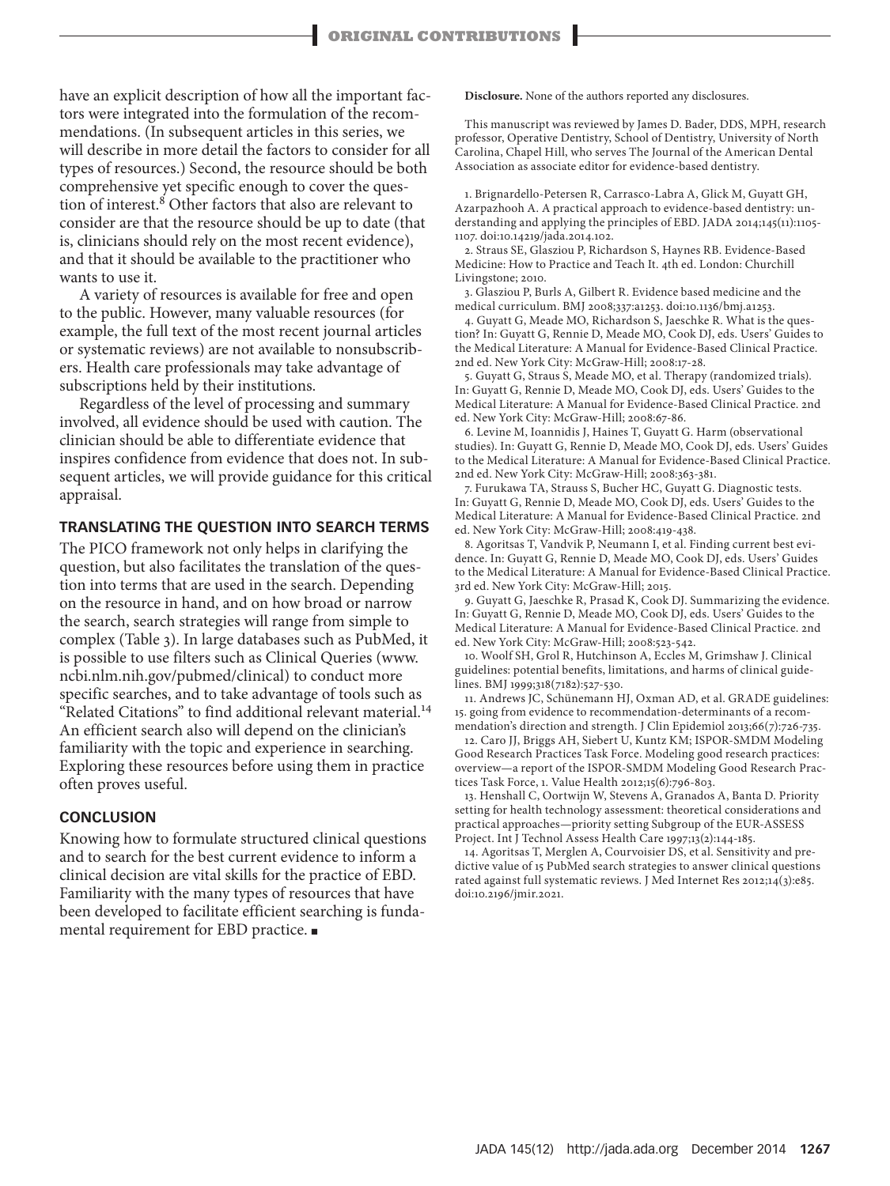have an explicit description of how all the important factors were integrated into the formulation of the recommendations. (In subsequent articles in this series, we will describe in more detail the factors to consider for all types of resources.) Second, the resource should be both comprehensive yet specific enough to cover the question of interest.[8] Other factors that also are relevant to consider are that the resource should be up to date (that is, clinicians should rely on the most recent evidence), and that it should be available to the practitioner who wants to use it.

A variety of resources is available for free and open to the public. However, many valuable resources (for example, the full text of the most recent journal articles or systematic reviews) are not available to nonsubscribers. Health care professionals may take advantage of subscriptions held by their institutions.

Regardless of the level of processing and summary involved, all evidence should be used with caution. The clinician should be able to differentiate evidence that inspires confidence from evidence that does not. In subsequent articles, we will provide guidance for this critical appraisal.

## TRANSLATING THE QUESTION INTO SEARCH TERMS

The PICO framework not only helps in clarifying the question, but also facilitates the translation of the question into terms that are used in the search. Depending on the resource in hand, and on how broad or narrow the search, search strategies will range from simple to complex (Table 3). In large databases such as PubMed, it is possible to use filters such as Clinical Queries (www.ncbi.nlm.nih.gov/pubmed/clinical) to conduct more specific searches, and to take advantage of tools such as "Related Citations" to find additional relevant material.[14] An efficient search also will depend on the clinician's familiarity with the topic and experience in searching. Exploring these resources before using them in practice often proves useful.

## CONCLUSION

Knowing how to formulate structured clinical questions and to search for the best current evidence to inform a clinical decision are vital skills for the practice of EBD. Familiarity with the many types of resources that have been developed to facilitate efficient searching is fundamental requirement for EBD practice. ■

**Disclosure.** None of the authors reported any disclosures.

This manuscript was reviewed by James D. Bader, DDS, MPH, research professor, Operative Dentistry, School of Dentistry, University of North Carolina, Chapel Hill, who serves The Journal of the American Dental Association as associate editor for evidence-based dentistry.

1. Brignardello-Petersen R, Carrasco-Labra A, Glick M, Guyatt GH, Azarpazhooh A. A practical approach to evidence-based dentistry: understanding and applying the principles of EBD. JADA 2014;145(11):1105-1107. doi:10.14219/jada.2014.102.
2. Straus SE, Glasziou P, Richardson S, Haynes RB. Evidence-Based Medicine: How to Practice and Teach It. 4th ed. London: Churchill Livingstone; 2010.
3. Glasziou P, Burls A, Gilbert R. Evidence based medicine and the medical curriculum. BMJ 2008;337:a1253. doi:10.1136/bmj.a1253.
4. Guyatt G, Meade MO, Richardson S, Jaeschke R. What is the question? In: Guyatt G, Rennie D, Meade MO, Cook DJ, eds. Users' Guides to the Medical Literature: A Manual for Evidence-Based Clinical Practice. 2nd ed. New York City: McGraw-Hill; 2008:17-28.
5. Guyatt G, Straus S, Meade MO, et al. Therapy (randomized trials). In: Guyatt G, Rennie D, Meade MO, Cook DJ, eds. Users' Guides to the Medical Literature: A Manual for Evidence-Based Clinical Practice. 2nd ed. New York City: McGraw-Hill; 2008:67-86.
6. Levine M, Ioannidis J, Haines T, Guyatt G. Harm (observational studies). In: Guyatt G, Rennie D, Meade MO, Cook DJ, eds. Users' Guides to the Medical Literature: A Manual for Evidence-Based Clinical Practice. 2nd ed. New York City: McGraw-Hill; 2008:363-381.
7. Furukawa TA, Strauss S, Bucher HC, Guyatt G. Diagnostic tests. In: Guyatt G, Rennie D, Meade MO, Cook DJ, eds. Users' Guides to the Medical Literature: A Manual for Evidence-Based Clinical Practice. 2nd ed. New York City: McGraw-Hill; 2008:419-438.
8. Agoritsas T, Vandvik P, Neumann I, et al. Finding current best evidence. In: Guyatt G, Rennie D, Meade MO, Cook DJ, eds. Users' Guides to the Medical Literature: A Manual for Evidence-Based Clinical Practice. 3rd ed. New York City: McGraw-Hill; 2015.
9. Guyatt G, Jaeschke R, Prasad K, Cook DJ. Summarizing the evidence. In: Guyatt G, Rennie D, Meade MO, Cook DJ, eds. Users' Guides to the Medical Literature: A Manual for Evidence-Based Clinical Practice. 2nd ed. New York City: McGraw-Hill; 2008:523-542.
10. Woolf SH, Grol R, Hutchinson A, Eccles M, Grimshaw J. Clinical guidelines: potential benefits, limitations, and harms of clinical guidelines. BMJ 1999;318(7182):527-530.
11. Andrews JC, Schünemann HJ, Oxman AD, et al. GRADE guidelines: 15. going from evidence to recommendation-determinants of a recommendation's direction and strength. J Clin Epidemiol 2013;66(7):726-735.
12. Caro JJ, Briggs AH, Siebert U, Kuntz KM; ISPOR-SMDM Modeling Good Research Practices Task Force. Modeling good research practices: overview—a report of the ISPOR-SMDM Modeling Good Research Practices Task Force, 1. Value Health 2012;15(6):796-803.
13. Henshall C, Oortwijn W, Stevens A, Granados A, Banta D. Priority setting for health technology assessment: theoretical considerations and practical approaches—priority setting Subgroup of the EUR-ASSESS Project. Int J Technol Assess Health Care 1997;13(2):144-185.
14. Agoritsas T, Merglen A, Courvoisier DS, et al. Sensitivity and predictive value of 15 PubMed search strategies to answer clinical questions rated against full systematic reviews. J Med Internet Res 2012;14(3):e85. doi:10.2196/jmir.2021.